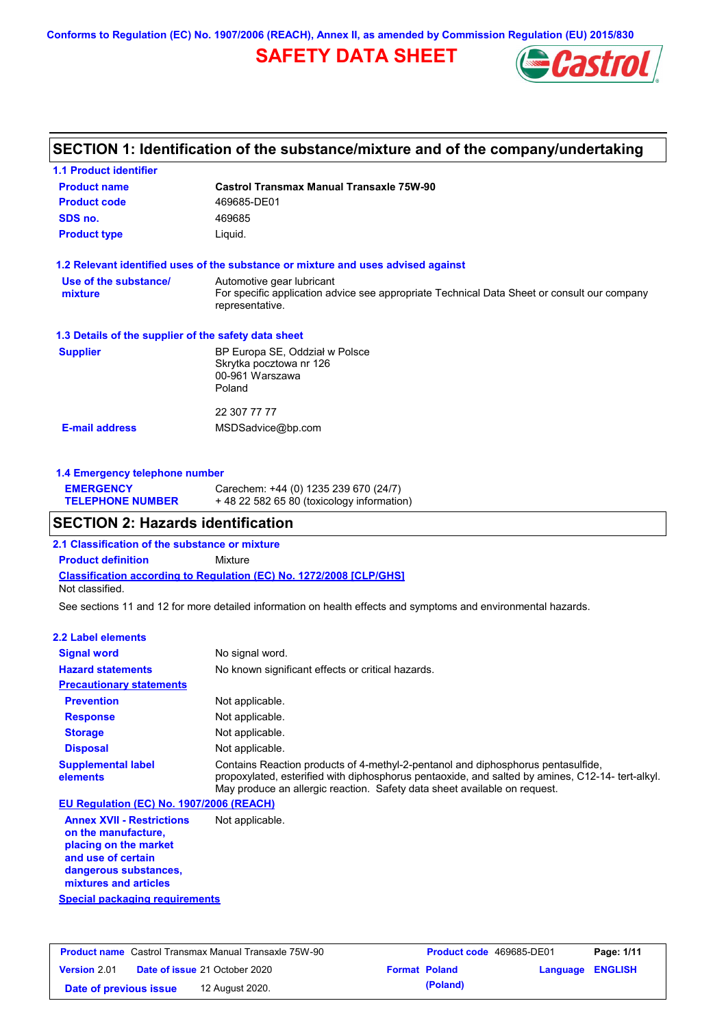Conforms to Regulation (EC) No. 1907/2006 (REACH), Annex II, as amended by Commission Regulation (EU) 2015/830

# SAFETY DATA SHEET

Castrol

## SECTION 1: Identification of the substance/mixture and of the company/undertaking

### 1.1 Product identifier

| | |
|---|---|
| **Product name** | **Castrol Transmax Manual Transaxle 75W-90** |
| **Product code** | 469685-DE01 |
| **SDS no.** | 469685 |
| **Product type** | Liquid. |

### 1.2 Relevant identified uses of the substance or mixture and uses advised against

| | |
|---|---|
| **Use of the substance/ mixture** | Automotive gear lubricant<br>For specific application advice see appropriate Technical Data Sheet or consult our company representative. |

### 1.3 Details of the supplier of the safety data sheet

| | |
|---|---|
| **Supplier** | BP Europa SE, Oddział w Polsce<br>Skrytka pocztowa nr 126<br>00-961 Warszawa<br>Poland<br><br>22 307 77 77 |
| **E-mail address** | MSDSadvice@bp.com |

### 1.4 Emergency telephone number

| | |
|---|---|
| **EMERGENCY TELEPHONE NUMBER** | Carechem: +44 (0) 1235 239 670 (24/7)<br>+ 48 22 582 65 80 (toxicology information) |

## SECTION 2: Hazards identification

### 2.1 Classification of the substance or mixture

**Product definition** Mixture

**Classification according to Regulation (EC) No. 1272/2008 [CLP/GHS]**

Not classified.

See sections 11 and 12 for more detailed information on health effects and symptoms and environmental hazards.

### 2.2 Label elements

| | |
|---|---|
| **Signal word** | No signal word. |
| **Hazard statements** | No known significant effects or critical hazards. |
| **Precautionary statements** | |
| **Prevention** | Not applicable. |
| **Response** | Not applicable. |
| **Storage** | Not applicable. |
| **Disposal** | Not applicable. |
| **Supplemental label elements** | Contains Reaction products of 4-methyl-2-pentanol and diphosphorus pentasulfide, propoxylated, esterified with diphosphorus pentaoxide, and salted by amines, C12-14- tert-alkyl. May produce an allergic reaction. Safety data sheet available on request. |

**EU Regulation (EC) No. 1907/2006 (REACH)**

| | |
|---|---|
| **Annex XVII - Restrictions on the manufacture, placing on the market and use of certain dangerous substances, mixtures and articles** | Not applicable. |

**Special packaging requirements**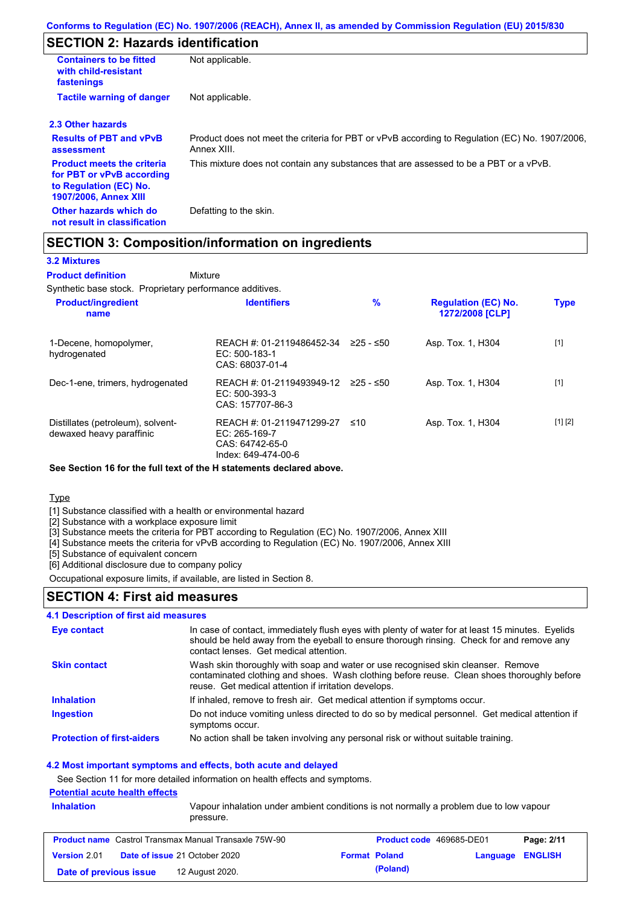## SECTION 2: Hazards identification

| | |
|---|---|
| **Containers to be fitted with child-resistant fastenings** | Not applicable. |
| **Tactile warning of danger** | Not applicable. |

### 2.3 Other hazards

| | |
|---|---|
| **Results of PBT and vPvB assessment** | Product does not meet the criteria for PBT or vPvB according to Regulation (EC) No. 1907/2006, Annex XIII. |
| **Product meets the criteria for PBT or vPvB according to Regulation (EC) No. 1907/2006, Annex XIII** | This mixture does not contain any substances that are assessed to be a PBT or a vPvB. |
| **Other hazards which do not result in classification** | Defatting to the skin. |

## SECTION 3: Composition/information on ingredients

### 3.2 Mixtures

**Product definition** Mixture

Synthetic base stock. Proprietary performance additives.

| Product/ingredient name | Identifiers | % | Regulation (EC) No. 1272/2008 [CLP] | Type |
|---|---|---|---|---|
| 1-Decene, homopolymer, hydrogenated | REACH #: 01-2119486452-34<br>EC: 500-183-1<br>CAS: 68037-01-4 | ≥25 - ≤50 | Asp. Tox. 1, H304 | [1] |
| Dec-1-ene, trimers, hydrogenated | REACH #: 01-2119493949-12<br>EC: 500-393-3<br>CAS: 157707-86-3 | ≥25 - ≤50 | Asp. Tox. 1, H304 | [1] |
| Distillates (petroleum), solvent-dewaxed heavy paraffinic | REACH #: 01-2119471299-27<br>EC: 265-169-7<br>CAS: 64742-65-0<br>Index: 649-474-00-6 | ≤10 | Asp. Tox. 1, H304 | [1] [2] |

**See Section 16 for the full text of the H statements declared above.**

Type

[1] Substance classified with a health or environmental hazard
[2] Substance with a workplace exposure limit
[3] Substance meets the criteria for PBT according to Regulation (EC) No. 1907/2006, Annex XIII
[4] Substance meets the criteria for vPvB according to Regulation (EC) No. 1907/2006, Annex XIII
[5] Substance of equivalent concern
[6] Additional disclosure due to company policy

Occupational exposure limits, if available, are listed in Section 8.

## SECTION 4: First aid measures

### 4.1 Description of first aid measures

| | |
|---|---|
| **Eye contact** | In case of contact, immediately flush eyes with plenty of water for at least 15 minutes. Eyelids should be held away from the eyeball to ensure thorough rinsing. Check for and remove any contact lenses. Get medical attention. |
| **Skin contact** | Wash skin thoroughly with soap and water or use recognised skin cleanser. Remove contaminated clothing and shoes. Wash clothing before reuse. Clean shoes thoroughly before reuse. Get medical attention if irritation develops. |
| **Inhalation** | If inhaled, remove to fresh air. Get medical attention if symptoms occur. |
| **Ingestion** | Do not induce vomiting unless directed to do so by medical personnel. Get medical attention if symptoms occur. |
| **Protection of first-aiders** | No action shall be taken involving any personal risk or without suitable training. |

### 4.2 Most important symptoms and effects, both acute and delayed

See Section 11 for more detailed information on health effects and symptoms.

**Potential acute health effects**

| | |
|---|---|
| **Inhalation** | Vapour inhalation under ambient conditions is not normally a problem due to low vapour pressure. |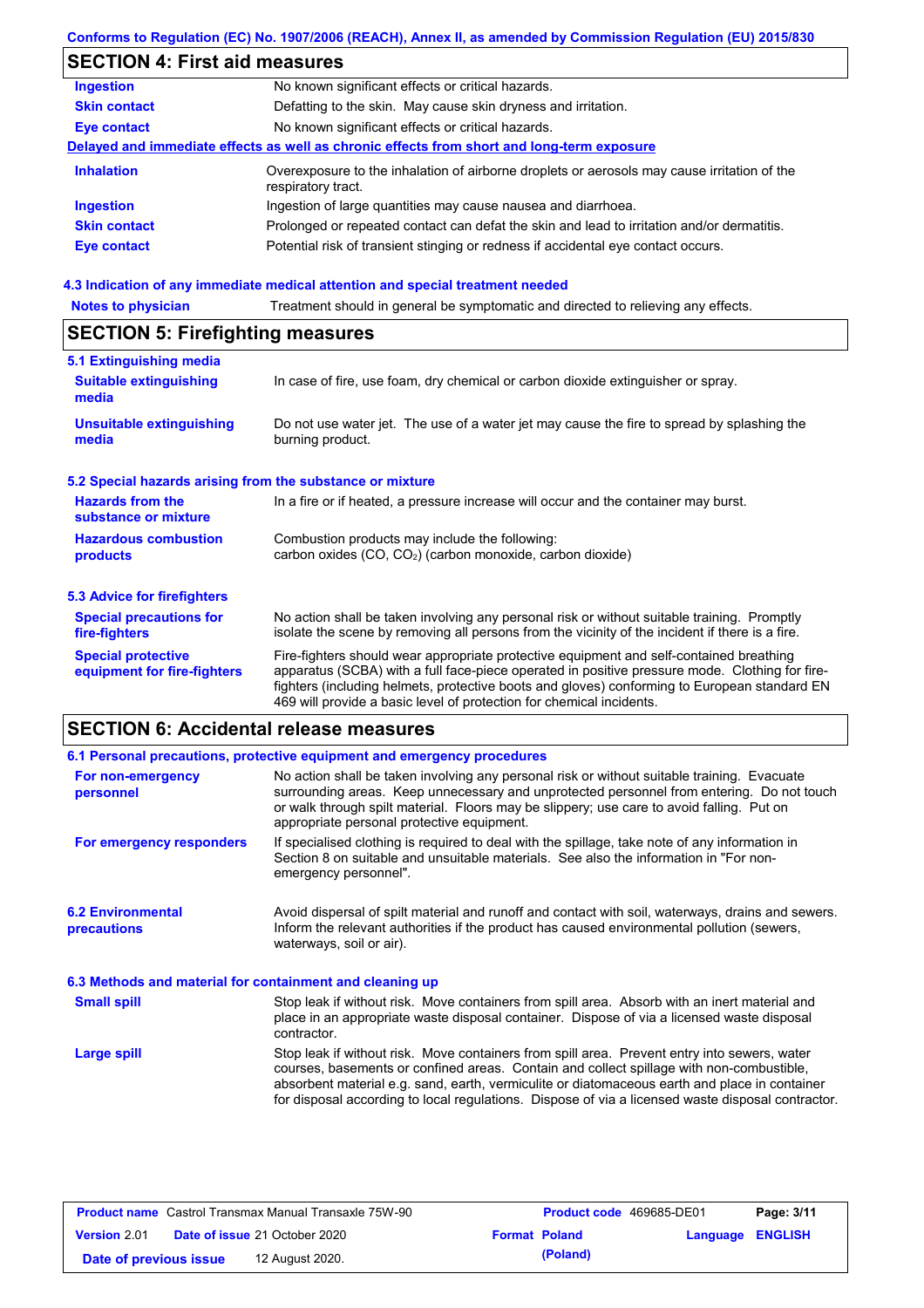## SECTION 4: First aid measures

| | |
|---|---|
| **Ingestion** | No known significant effects or critical hazards. |
| **Skin contact** | Defatting to the skin. May cause skin dryness and irritation. |
| **Eye contact** | No known significant effects or critical hazards. |

**Delayed and immediate effects as well as chronic effects from short and long-term exposure**

| | |
|---|---|
| **Inhalation** | Overexposure to the inhalation of airborne droplets or aerosols may cause irritation of the respiratory tract. |
| **Ingestion** | Ingestion of large quantities may cause nausea and diarrhoea. |
| **Skin contact** | Prolonged or repeated contact can defat the skin and lead to irritation and/or dermatitis. |
| **Eye contact** | Potential risk of transient stinging or redness if accidental eye contact occurs. |

### 4.3 Indication of any immediate medical attention and special treatment needed

| | |
|---|---|
| **Notes to physician** | Treatment should in general be symptomatic and directed to relieving any effects. |

## SECTION 5: Firefighting measures

### 5.1 Extinguishing media

| | |
|---|---|
| **Suitable extinguishing media** | In case of fire, use foam, dry chemical or carbon dioxide extinguisher or spray. |
| **Unsuitable extinguishing media** | Do not use water jet. The use of a water jet may cause the fire to spread by splashing the burning product. |

### 5.2 Special hazards arising from the substance or mixture

| | |
|---|---|
| **Hazards from the substance or mixture** | In a fire or if heated, a pressure increase will occur and the container may burst. |
| **Hazardous combustion products** | Combustion products may include the following: carbon oxides (CO, $CO_2$) (carbon monoxide, carbon dioxide) |

### 5.3 Advice for firefighters

| | |
|---|---|
| **Special precautions for fire-fighters** | No action shall be taken involving any personal risk or without suitable training. Promptly isolate the scene by removing all persons from the vicinity of the incident if there is a fire. |
| **Special protective equipment for fire-fighters** | Fire-fighters should wear appropriate protective equipment and self-contained breathing apparatus (SCBA) with a full face-piece operated in positive pressure mode. Clothing for fire-fighters (including helmets, protective boots and gloves) conforming to European standard EN 469 will provide a basic level of protection for chemical incidents. |

## SECTION 6: Accidental release measures

### 6.1 Personal precautions, protective equipment and emergency procedures

| | |
|---|---|
| **For non-emergency personnel** | No action shall be taken involving any personal risk or without suitable training. Evacuate surrounding areas. Keep unnecessary and unprotected personnel from entering. Do not touch or walk through spilt material. Floors may be slippery; use care to avoid falling. Put on appropriate personal protective equipment. |
| **For emergency responders** | If specialised clothing is required to deal with the spillage, take note of any information in Section 8 on suitable and unsuitable materials. See also the information in "For non-emergency personnel". |

| | |
|---|---|
| **6.2 Environmental precautions** | Avoid dispersal of spilt material and runoff and contact with soil, waterways, drains and sewers. Inform the relevant authorities if the product has caused environmental pollution (sewers, waterways, soil or air). |

### 6.3 Methods and material for containment and cleaning up

| | |
|---|---|
| **Small spill** | Stop leak if without risk. Move containers from spill area. Absorb with an inert material and place in an appropriate waste disposal container. Dispose of via a licensed waste disposal contractor. |
| **Large spill** | Stop leak if without risk. Move containers from spill area. Prevent entry into sewers, water courses, basements or confined areas. Contain and collect spillage with non-combustible, absorbent material e.g. sand, earth, vermiculite or diatomaceous earth and place in container for disposal according to local regulations. Dispose of via a licensed waste disposal contractor. |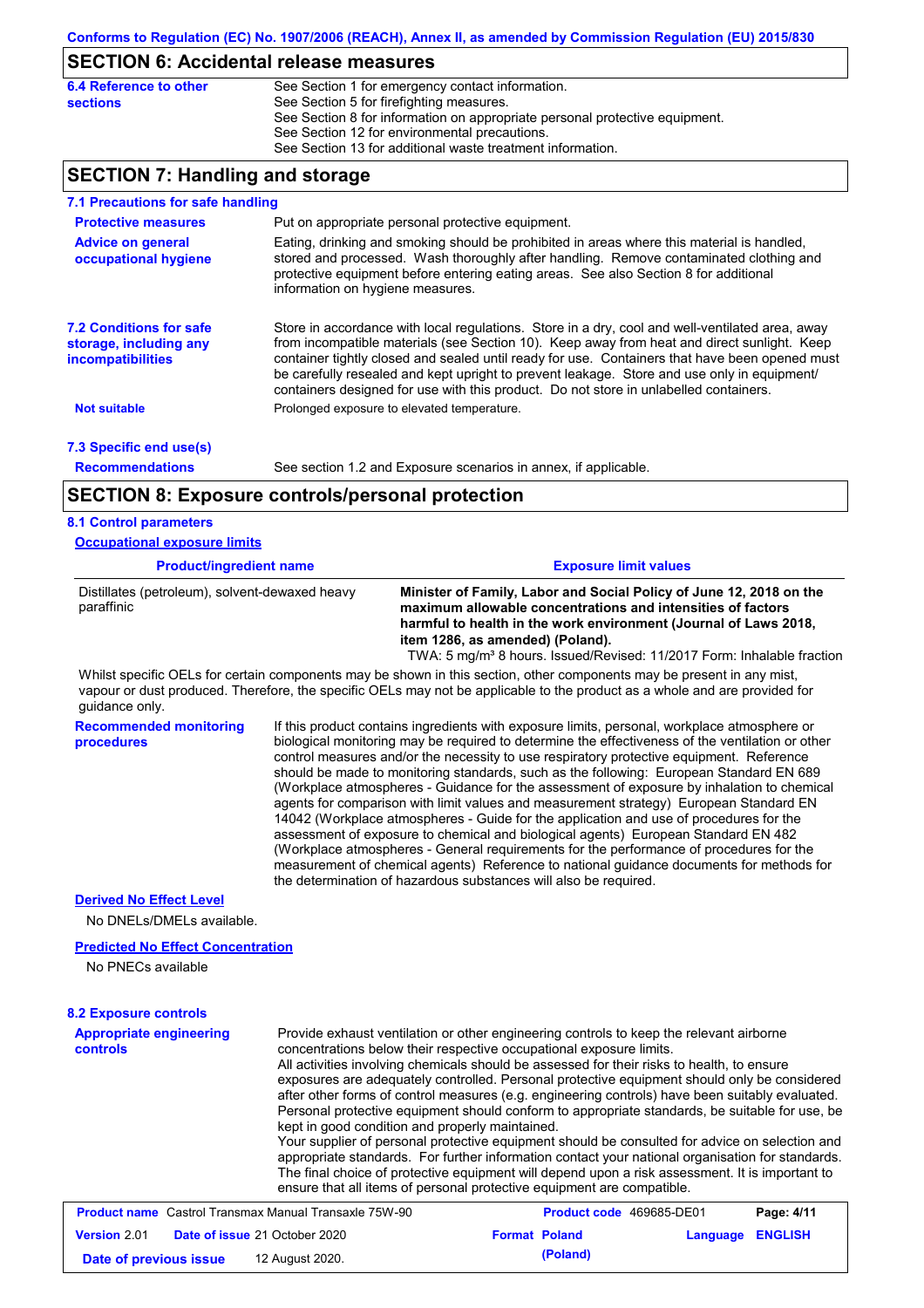## SECTION 6: Accidental release measures

**6.4 Reference to other sections**

See Section 1 for emergency contact information.
See Section 5 for firefighting measures.
See Section 8 for information on appropriate personal protective equipment.
See Section 12 for environmental precautions.
See Section 13 for additional waste treatment information.

## SECTION 7: Handling and storage

### 7.1 Precautions for safe handling

**Protective measures**

Put on appropriate personal protective equipment.

**Advice on general occupational hygiene**

Eating, drinking and smoking should be prohibited in areas where this material is handled, stored and processed. Wash thoroughly after handling. Remove contaminated clothing and protective equipment before entering eating areas. See also Section 8 for additional information on hygiene measures.

### 7.2 Conditions for safe storage, including any incompatibilities

Store in accordance with local regulations. Store in a dry, cool and well-ventilated area, away from incompatible materials (see Section 10). Keep away from heat and direct sunlight. Keep container tightly closed and sealed until ready for use. Containers that have been opened must be carefully resealed and kept upright to prevent leakage. Store and use only in equipment/ containers designed for use with this product. Do not store in unlabelled containers.

**Not suitable**

Prolonged exposure to elevated temperature.

### 7.3 Specific end use(s)

**Recommendations**

See section 1.2 and Exposure scenarios in annex, if applicable.

## SECTION 8: Exposure controls/personal protection

### 8.1 Control parameters

**Occupational exposure limits**

| Product/ingredient name | Exposure limit values |
|---|---|
| Distillates (petroleum), solvent-dewaxed heavy paraffinic | **Minister of Family, Labor and Social Policy of June 12, 2018 on the maximum allowable concentrations and intensities of factors harmful to health in the work environment (Journal of Laws 2018, item 1286, as amended) (Poland).** TWA: 5 mg/m³ 8 hours. Issued/Revised: 11/2017 Form: Inhalable fraction |

Whilst specific OELs for certain components may be shown in this section, other components may be present in any mist, vapour or dust produced. Therefore, the specific OELs may not be applicable to the product as a whole and are provided for guidance only.

**Recommended monitoring procedures**

If this product contains ingredients with exposure limits, personal, workplace atmosphere or biological monitoring may be required to determine the effectiveness of the ventilation or other control measures and/or the necessity to use respiratory protective equipment. Reference should be made to monitoring standards, such as the following: European Standard EN 689 (Workplace atmospheres - Guidance for the assessment of exposure by inhalation to chemical agents for comparison with limit values and measurement strategy) European Standard EN 14042 (Workplace atmospheres - Guide for the application and use of procedures for the assessment of exposure to chemical and biological agents) European Standard EN 482 (Workplace atmospheres - General requirements for the performance of procedures for the measurement of chemical agents) Reference to national guidance documents for methods for the determination of hazardous substances will also be required.

**Derived No Effect Level**

No DNELs/DMELs available.

**Predicted No Effect Concentration**

No PNECs available

### 8.2 Exposure controls

**Appropriate engineering controls**

Provide exhaust ventilation or other engineering controls to keep the relevant airborne concentrations below their respective occupational exposure limits.
All activities involving chemicals should be assessed for their risks to health, to ensure exposures are adequately controlled. Personal protective equipment should only be considered after other forms of control measures (e.g. engineering controls) have been suitably evaluated. Personal protective equipment should conform to appropriate standards, be suitable for use, be kept in good condition and properly maintained.
Your supplier of personal protective equipment should be consulted for advice on selection and appropriate standards. For further information contact your national organisation for standards. The final choice of protective equipment will depend upon a risk assessment. It is important to ensure that all items of personal protective equipment are compatible.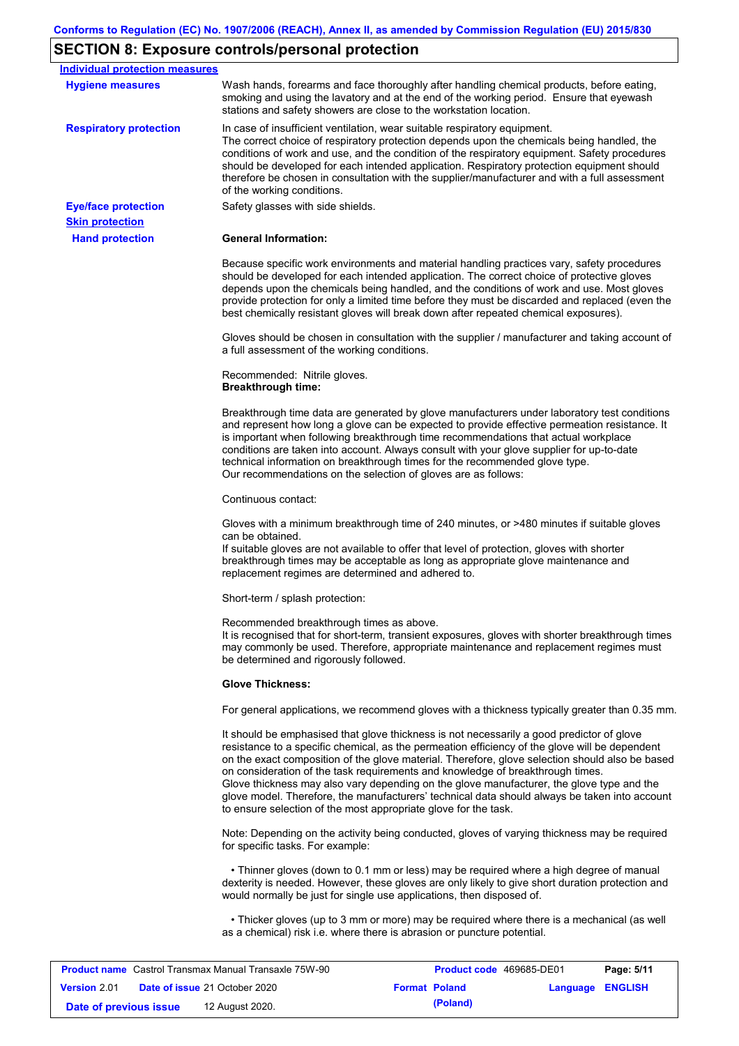## SECTION 8: Exposure controls/personal protection

**Individual protection measures**

**Hygiene measures**

Wash hands, forearms and face thoroughly after handling chemical products, before eating, smoking and using the lavatory and at the end of the working period. Ensure that eyewash stations and safety showers are close to the workstation location.

**Respiratory protection**

In case of insufficient ventilation, wear suitable respiratory equipment.
The correct choice of respiratory protection depends upon the chemicals being handled, the conditions of work and use, and the condition of the respiratory equipment. Safety procedures should be developed for each intended application. Respiratory protection equipment should therefore be chosen in consultation with the supplier/manufacturer and with a full assessment of the working conditions.

**Eye/face protection**

Safety glasses with side shields.

**Skin protection**

**Hand protection**

**General Information:**

Because specific work environments and material handling practices vary, safety procedures should be developed for each intended application. The correct choice of protective gloves depends upon the chemicals being handled, and the conditions of work and use. Most gloves provide protection for only a limited time before they must be discarded and replaced (even the best chemically resistant gloves will break down after repeated chemical exposures).

Gloves should be chosen in consultation with the supplier / manufacturer and taking account of a full assessment of the working conditions.

Recommended: Nitrile gloves.
**Breakthrough time:**

Breakthrough time data are generated by glove manufacturers under laboratory test conditions and represent how long a glove can be expected to provide effective permeation resistance. It is important when following breakthrough time recommendations that actual workplace conditions are taken into account. Always consult with your glove supplier for up-to-date technical information on breakthrough times for the recommended glove type.
Our recommendations on the selection of gloves are as follows:

Continuous contact:

Gloves with a minimum breakthrough time of 240 minutes, or >480 minutes if suitable gloves can be obtained.
If suitable gloves are not available to offer that level of protection, gloves with shorter breakthrough times may be acceptable as long as appropriate glove maintenance and replacement regimes are determined and adhered to.

Short-term / splash protection:

Recommended breakthrough times as above.
It is recognised that for short-term, transient exposures, gloves with shorter breakthrough times may commonly be used. Therefore, appropriate maintenance and replacement regimes must be determined and rigorously followed.

**Glove Thickness:**

For general applications, we recommend gloves with a thickness typically greater than 0.35 mm.

It should be emphasised that glove thickness is not necessarily a good predictor of glove resistance to a specific chemical, as the permeation efficiency of the glove will be dependent on the exact composition of the glove material. Therefore, glove selection should also be based on consideration of the task requirements and knowledge of breakthrough times.
Glove thickness may also vary depending on the glove manufacturer, the glove type and the glove model. Therefore, the manufacturers' technical data should always be taken into account to ensure selection of the most appropriate glove for the task.

Note: Depending on the activity being conducted, gloves of varying thickness may be required for specific tasks. For example:

- Thinner gloves (down to 0.1 mm or less) may be required where a high degree of manual dexterity is needed. However, these gloves are only likely to give short duration protection and would normally be just for single use applications, then disposed of.

- Thicker gloves (up to 3 mm or more) may be required where there is a mechanical (as well as a chemical) risk i.e. where there is abrasion or puncture potential.

| **Product name** Castrol Transmax Manual Transaxle 75W-90 | | **Product code** 469685-DE01 | **Page:** 5/11 |
|---|---|---|---|
| **Version** 2.01 | **Date of issue** 21 October 2020 | **Format** Poland (Poland) | **Language** ENGLISH |
| **Date of previous issue** | 12 August 2020. | | |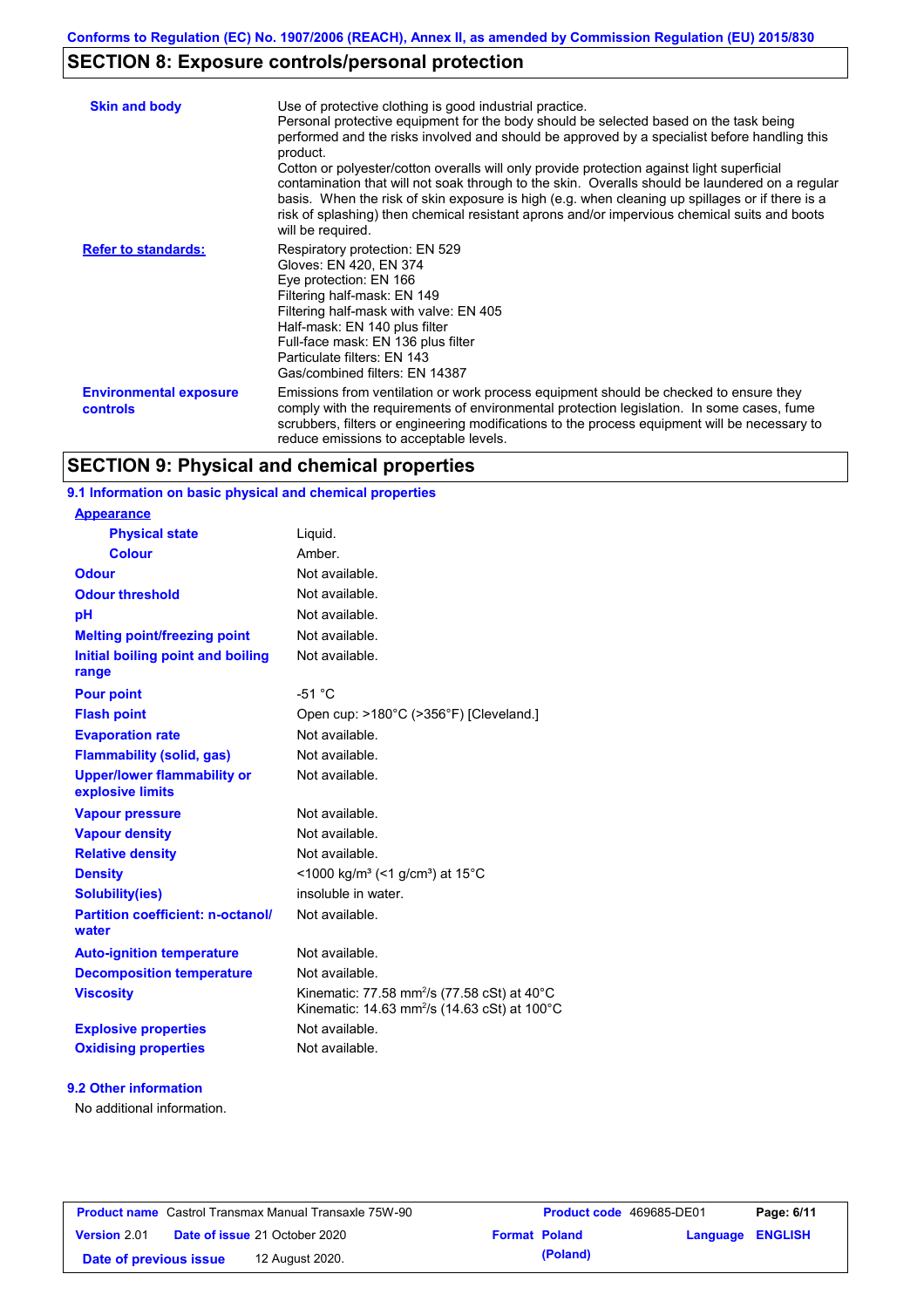## SECTION 8: Exposure controls/personal protection

| | |
|---|---|
| **Skin and body** | Use of protective clothing is good industrial practice. Personal protective equipment for the body should be selected based on the task being performed and the risks involved and should be approved by a specialist before handling this product. Cotton or polyester/cotton overalls will only provide protection against light superficial contamination that will not soak through to the skin. Overalls should be laundered on a regular basis. When the risk of skin exposure is high (e.g. when cleaning up spillages or if there is a risk of splashing) then chemical resistant aprons and/or impervious chemical suits and boots will be required. |
| **Refer to standards:** | Respiratory protection: EN 529<br>Gloves: EN 420, EN 374<br>Eye protection: EN 166<br>Filtering half-mask: EN 149<br>Filtering half-mask with valve: EN 405<br>Half-mask: EN 140 plus filter<br>Full-face mask: EN 136 plus filter<br>Particulate filters: EN 143<br>Gas/combined filters: EN 14387 |
| **Environmental exposure controls** | Emissions from ventilation or work process equipment should be checked to ensure they comply with the requirements of environmental protection legislation. In some cases, fume scrubbers, filters or engineering modifications to the process equipment will be necessary to reduce emissions to acceptable levels. |

## SECTION 9: Physical and chemical properties

### 9.1 Information on basic physical and chemical properties

| | |
|---|---|
| **Appearance** | |
| **Physical state** | Liquid. |
| **Colour** | Amber. |
| **Odour** | Not available. |
| **Odour threshold** | Not available. |
| **pH** | Not available. |
| **Melting point/freezing point** | Not available. |
| **Initial boiling point and boiling range** | Not available. |
| **Pour point** | -51 °C |
| **Flash point** | Open cup: >180°C (>356°F) [Cleveland.] |
| **Evaporation rate** | Not available. |
| **Flammability (solid, gas)** | Not available. |
| **Upper/lower flammability or explosive limits** | Not available. |
| **Vapour pressure** | Not available. |
| **Vapour density** | Not available. |
| **Relative density** | Not available. |
| **Density** | <1000 kg/m³ (<1 g/cm³) at 15°C |
| **Solubility(ies)** | insoluble in water. |
| **Partition coefficient: n-octanol/water** | Not available. |
| **Auto-ignition temperature** | Not available. |
| **Decomposition temperature** | Not available. |
| **Viscosity** | Kinematic: 77.58 $mm^2/s$ (77.58 cSt) at 40°C<br>Kinematic: 14.63 $mm^2/s$ (14.63 cSt) at 100°C |
| **Explosive properties** | Not available. |
| **Oxidising properties** | Not available. |

### 9.2 Other information

No additional information.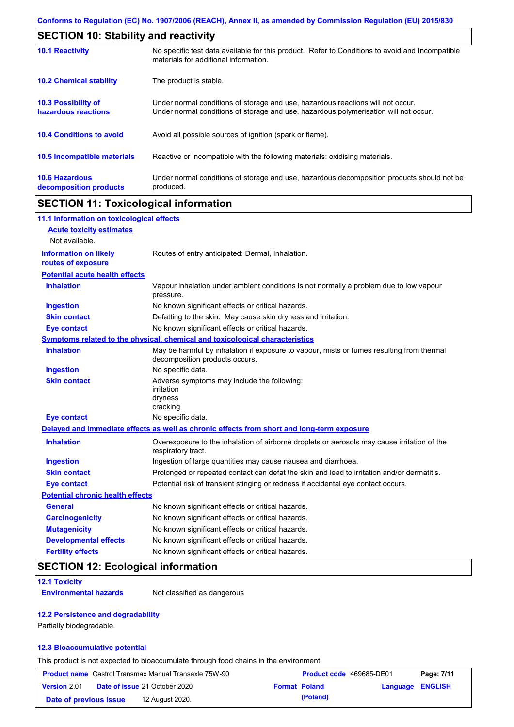## SECTION 10: Stability and reactivity

| | |
|---|---|
| **10.1 Reactivity** | No specific test data available for this product. Refer to Conditions to avoid and Incompatible materials for additional information. |
| **10.2 Chemical stability** | The product is stable. |
| **10.3 Possibility of hazardous reactions** | Under normal conditions of storage and use, hazardous reactions will not occur. Under normal conditions of storage and use, hazardous polymerisation will not occur. |
| **10.4 Conditions to avoid** | Avoid all possible sources of ignition (spark or flame). |
| **10.5 Incompatible materials** | Reactive or incompatible with the following materials: oxidising materials. |
| **10.6 Hazardous decomposition products** | Under normal conditions of storage and use, hazardous decomposition products should not be produced. |

## SECTION 11: Toxicological information

### 11.1 Information on toxicological effects

**Acute toxicity estimates**

Not available.

**Information on likely routes of exposure**: Routes of entry anticipated: Dermal, Inhalation.

**Potential acute health effects**

| | |
|---|---|
| **Inhalation** | Vapour inhalation under ambient conditions is not normally a problem due to low vapour pressure. |
| **Ingestion** | No known significant effects or critical hazards. |
| **Skin contact** | Defatting to the skin. May cause skin dryness and irritation. |
| **Eye contact** | No known significant effects or critical hazards. |

**Symptoms related to the physical, chemical and toxicological characteristics**

| | |
|---|---|
| **Inhalation** | May be harmful by inhalation if exposure to vapour, mists or fumes resulting from thermal decomposition products occurs. |
| **Ingestion** | No specific data. |
| **Skin contact** | Adverse symptoms may include the following: irritation dryness cracking |
| **Eye contact** | No specific data. |

**Delayed and immediate effects as well as chronic effects from short and long-term exposure**

| | |
|---|---|
| **Inhalation** | Overexposure to the inhalation of airborne droplets or aerosols may cause irritation of the respiratory tract. |
| **Ingestion** | Ingestion of large quantities may cause nausea and diarrhoea. |
| **Skin contact** | Prolonged or repeated contact can defat the skin and lead to irritation and/or dermatitis. |
| **Eye contact** | Potential risk of transient stinging or redness if accidental eye contact occurs. |

**Potential chronic health effects**

| | |
|---|---|
| **General** | No known significant effects or critical hazards. |
| **Carcinogenicity** | No known significant effects or critical hazards. |
| **Mutagenicity** | No known significant effects or critical hazards. |
| **Developmental effects** | No known significant effects or critical hazards. |
| **Fertility effects** | No known significant effects or critical hazards. |

## SECTION 12: Ecological information

### 12.1 Toxicity

**Environmental hazards**: Not classified as dangerous

### 12.2 Persistence and degradability

Partially biodegradable.

### 12.3 Bioaccumulative potential

This product is not expected to bioaccumulate through food chains in the environment.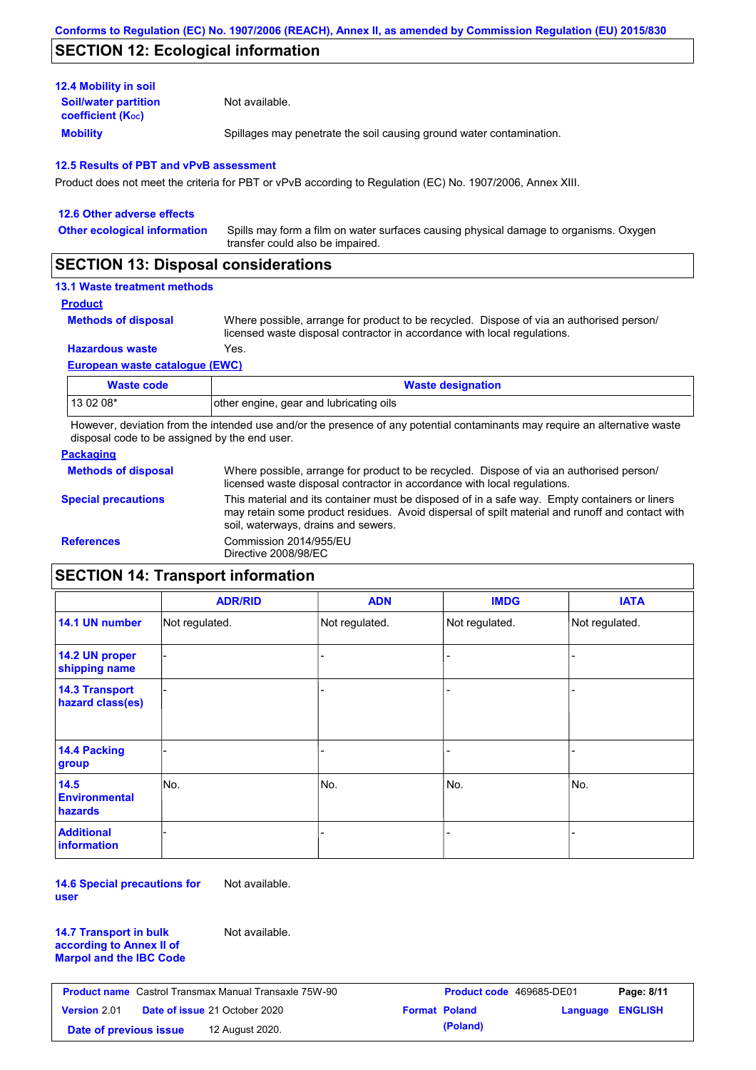## SECTION 12: Ecological information

### 12.4 Mobility in soil

**Soil/water partition coefficient ($K_{OC}$)**: Not available.

**Mobility**: Spillages may penetrate the soil causing ground water contamination.

### 12.5 Results of PBT and vPvB assessment

Product does not meet the criteria for PBT or vPvB according to Regulation (EC) No. 1907/2006, Annex XIII.

### 12.6 Other adverse effects

**Other ecological information**: Spills may form a film on water surfaces causing physical damage to organisms. Oxygen transfer could also be impaired.

## SECTION 13: Disposal considerations

### 13.1 Waste treatment methods

**Product**

**Methods of disposal**: Where possible, arrange for product to be recycled. Dispose of via an authorised person/ licensed waste disposal contractor in accordance with local regulations.

**Hazardous waste**: Yes.

**European waste catalogue (EWC)**

| Waste code | Waste designation |
|---|---|
| 13 02 08* | other engine, gear and lubricating oils |

However, deviation from the intended use and/or the presence of any potential contaminants may require an alternative waste disposal code to be assigned by the end user.

**Packaging**

**Methods of disposal**: Where possible, arrange for product to be recycled. Dispose of via an authorised person/ licensed waste disposal contractor in accordance with local regulations.

**Special precautions**: This material and its container must be disposed of in a safe way. Empty containers or liners may retain some product residues. Avoid dispersal of spilt material and runoff and contact with soil, waterways, drains and sewers.

**References**: Commission 2014/955/EU
Directive 2008/98/EC

## SECTION 14: Transport information

| | ADR/RID | ADN | IMDG | IATA |
|---|---|---|---|---|
| 14.1 UN number | Not regulated. | Not regulated. | Not regulated. | Not regulated. |
| 14.2 UN proper shipping name | - | - | - | - |
| 14.3 Transport hazard class(es) | - | - | - | - |
| 14.4 Packing group | - | - | - | - |
| 14.5 Environmental hazards | No. | No. | No. | No. |
| Additional information | - | - | - | - |

**14.6 Special precautions for user**: Not available.

**14.7 Transport in bulk according to Annex II of Marpol and the IBC Code**: Not available.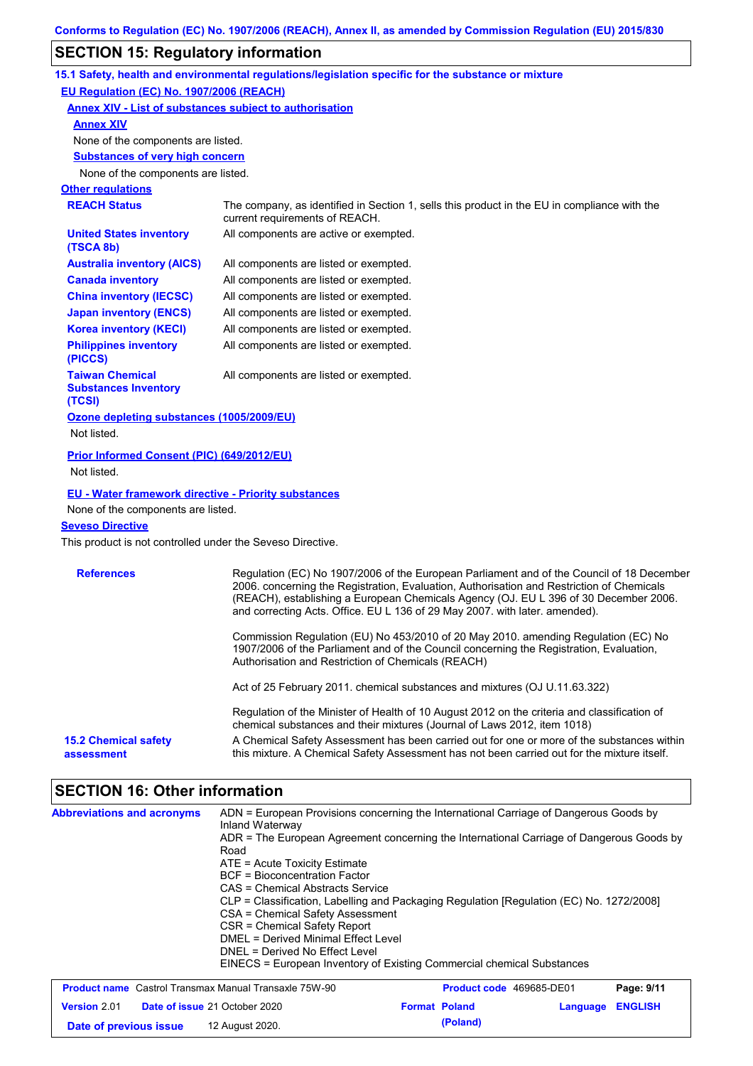## SECTION 15: Regulatory information

### 15.1 Safety, health and environmental regulations/legislation specific for the substance or mixture

**EU Regulation (EC) No. 1907/2006 (REACH)**

**Annex XIV - List of substances subject to authorisation**

**Annex XIV**

None of the components are listed.

**Substances of very high concern**

None of the components are listed.

**Other regulations**

| | |
|---|---|
| **REACH Status** | The company, as identified in Section 1, sells this product in the EU in compliance with the current requirements of REACH. |
| **United States inventory (TSCA 8b)** | All components are active or exempted. |
| **Australia inventory (AICS)** | All components are listed or exempted. |
| **Canada inventory** | All components are listed or exempted. |
| **China inventory (IECSC)** | All components are listed or exempted. |
| **Japan inventory (ENCS)** | All components are listed or exempted. |
| **Korea inventory (KECI)** | All components are listed or exempted. |
| **Philippines inventory (PICCS)** | All components are listed or exempted. |
| **Taiwan Chemical Substances Inventory (TCSI)** | All components are listed or exempted. |

**Ozone depleting substances (1005/2009/EU)**

Not listed.

**Prior Informed Consent (PIC) (649/2012/EU)**

Not listed.

**EU - Water framework directive - Priority substances**

None of the components are listed.

**Seveso Directive**

This product is not controlled under the Seveso Directive.

**References**

Regulation (EC) No 1907/2006 of the European Parliament and of the Council of 18 December 2006. concerning the Registration, Evaluation, Authorisation and Restriction of Chemicals (REACH), establishing a European Chemicals Agency (OJ. EU L 396 of 30 December 2006. and correcting Acts. Office. EU L 136 of 29 May 2007. with later. amended).

Commission Regulation (EU) No 453/2010 of 20 May 2010. amending Regulation (EC) No 1907/2006 of the Parliament and of the Council concerning the Registration, Evaluation, Authorisation and Restriction of Chemicals (REACH)

Act of 25 February 2011. chemical substances and mixtures (OJ U.11.63.322)

Regulation of the Minister of Health of 10 August 2012 on the criteria and classification of chemical substances and their mixtures (Journal of Laws 2012, item 1018)

**15.2 Chemical safety assessment**

A Chemical Safety Assessment has been carried out for one or more of the substances within this mixture. A Chemical Safety Assessment has not been carried out for the mixture itself.

## SECTION 16: Other information

**Abbreviations and acronyms**

ADN = European Provisions concerning the International Carriage of Dangerous Goods by Inland Waterway
ADR = The European Agreement concerning the International Carriage of Dangerous Goods by Road
ATE = Acute Toxicity Estimate
BCF = Bioconcentration Factor
CAS = Chemical Abstracts Service
CLP = Classification, Labelling and Packaging Regulation [Regulation (EC) No. 1272/2008]
CSA = Chemical Safety Assessment
CSR = Chemical Safety Report
DMEL = Derived Minimal Effect Level
DNEL = Derived No Effect Level
EINECS = European Inventory of Existing Commercial chemical Substances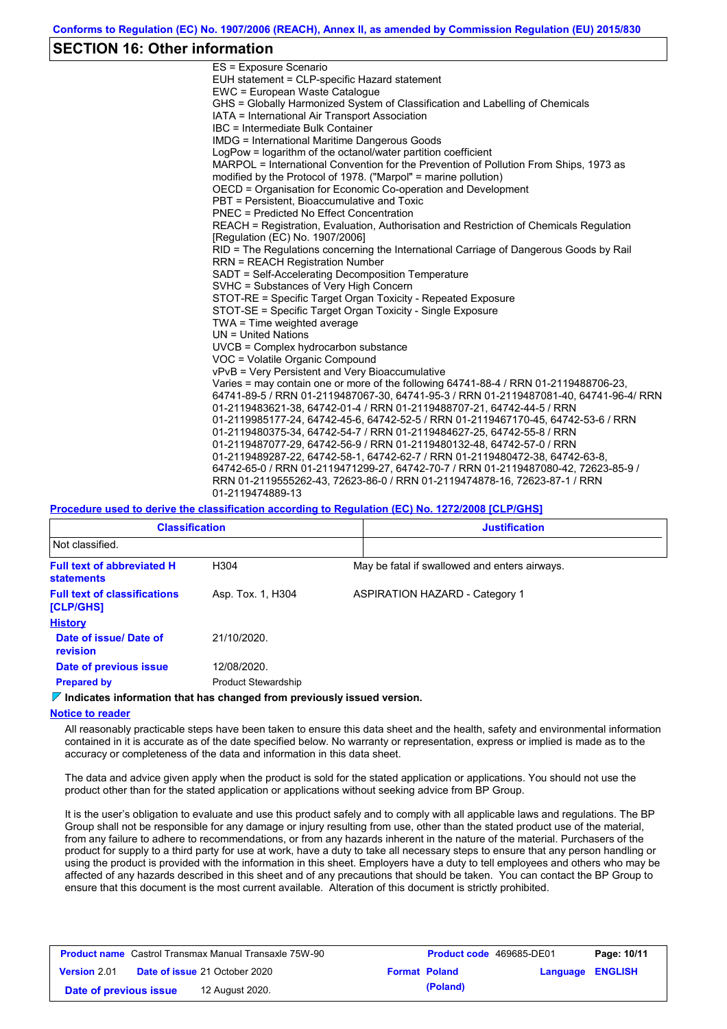## SECTION 16: Other information

ES = Exposure Scenario
EUH statement = CLP-specific Hazard statement
EWC = European Waste Catalogue
GHS = Globally Harmonized System of Classification and Labelling of Chemicals
IATA = International Air Transport Association
IBC = Intermediate Bulk Container
IMDG = International Maritime Dangerous Goods
LogPow = logarithm of the octanol/water partition coefficient
MARPOL = International Convention for the Prevention of Pollution From Ships, 1973 as modified by the Protocol of 1978. ("Marpol" = marine pollution)
OECD = Organisation for Economic Co-operation and Development
PBT = Persistent, Bioaccumulative and Toxic
PNEC = Predicted No Effect Concentration
REACH = Registration, Evaluation, Authorisation and Restriction of Chemicals Regulation [Regulation (EC) No. 1907/2006]
RID = The Regulations concerning the International Carriage of Dangerous Goods by Rail
RRN = REACH Registration Number
SADT = Self-Accelerating Decomposition Temperature
SVHC = Substances of Very High Concern
STOT-RE = Specific Target Organ Toxicity - Repeated Exposure
STOT-SE = Specific Target Organ Toxicity - Single Exposure
TWA = Time weighted average
UN = United Nations
UVCB = Complex hydrocarbon substance
VOC = Volatile Organic Compound
vPvB = Very Persistent and Very Bioaccumulative
Varies = may contain one or more of the following 64741-88-4 / RRN 01-2119488706-23, 64741-89-5 / RRN 01-2119487067-30, 64741-95-3 / RRN 01-2119487081-40, 64741-96-4/ RRN 01-2119483621-38, 64742-01-4 / RRN 01-2119488707-21, 64742-44-5 / RRN 01-2119985177-24, 64742-45-6, 64742-52-5 / RRN 01-2119467170-45, 64742-53-6 / RRN 01-2119480375-34, 64742-54-7 / RRN 01-2119484627-25, 64742-55-8 / RRN 01-2119487077-29, 64742-56-9 / RRN 01-2119480132-48, 64742-57-0 / RRN 01-2119489287-22, 64742-58-1, 64742-62-7 / RRN 01-2119480472-38, 64742-63-8, 64742-65-0 / RRN 01-2119471299-27, 64742-70-7 / RRN 01-2119487080-42, 72623-85-9 / RRN 01-2119555262-43, 72623-86-0 / RRN 01-2119474878-16, 72623-87-1 / RRN 01-2119474889-13

**Procedure used to derive the classification according to Regulation (EC) No. 1272/2008 [CLP/GHS]**

| Classification | Justification |
|---|---|
| Not classified. | |

**Full text of abbreviated H statements**
H304 — May be fatal if swallowed and enters airways.

**Full text of classifications [CLP/GHS]**
Asp. Tox. 1, H304 — ASPIRATION HAZARD - Category 1

**History**

**Date of issue/ Date of revision:** 21/10/2020.

**Date of previous issue:** 12/08/2020.

**Prepared by:** Product Stewardship

**Indicates information that has changed from previously issued version.**

**Notice to reader**

All reasonably practicable steps have been taken to ensure this data sheet and the health, safety and environmental information contained in it is accurate as of the date specified below. No warranty or representation, express or implied is made as to the accuracy or completeness of the data and information in this data sheet.

The data and advice given apply when the product is sold for the stated application or applications. You should not use the product other than for the stated application or applications without seeking advice from BP Group.

It is the user's obligation to evaluate and use this product safely and to comply with all applicable laws and regulations. The BP Group shall not be responsible for any damage or injury resulting from use, other than the stated product use of the material, from any failure to adhere to recommendations, or from any hazards inherent in the nature of the material. Purchasers of the product for supply to a third party for use at work, have a duty to take all necessary steps to ensure that any person handling or using the product is provided with the information in this sheet. Employers have a duty to tell employees and others who may be affected of any hazards described in this sheet and of any precautions that should be taken. You can contact the BP Group to ensure that this document is the most current available. Alteration of this document is strictly prohibited.